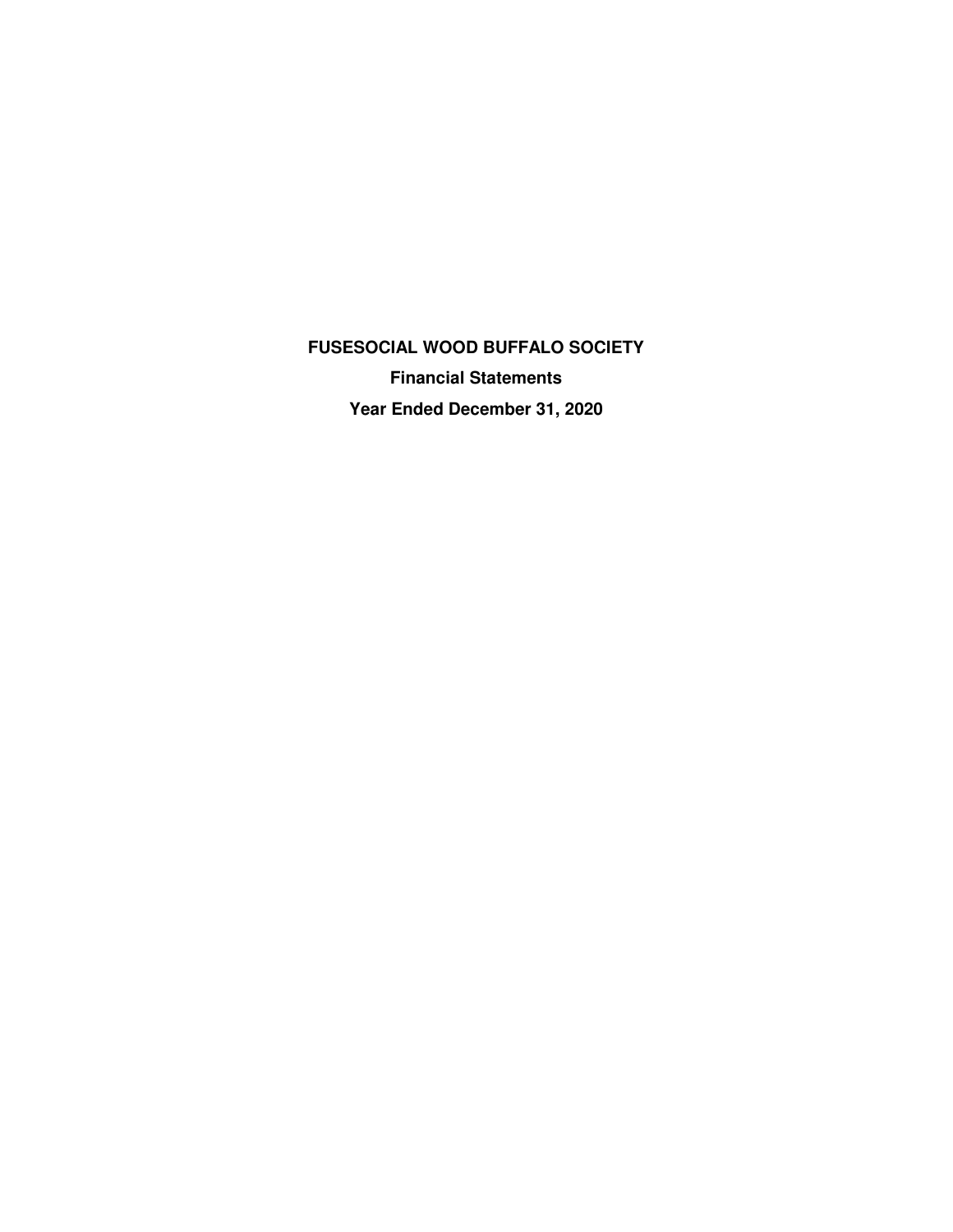# FUSESOCIAL WOOD BUFFALO SOCIETY

## Financial Statements

## Year Ended December 31, 2020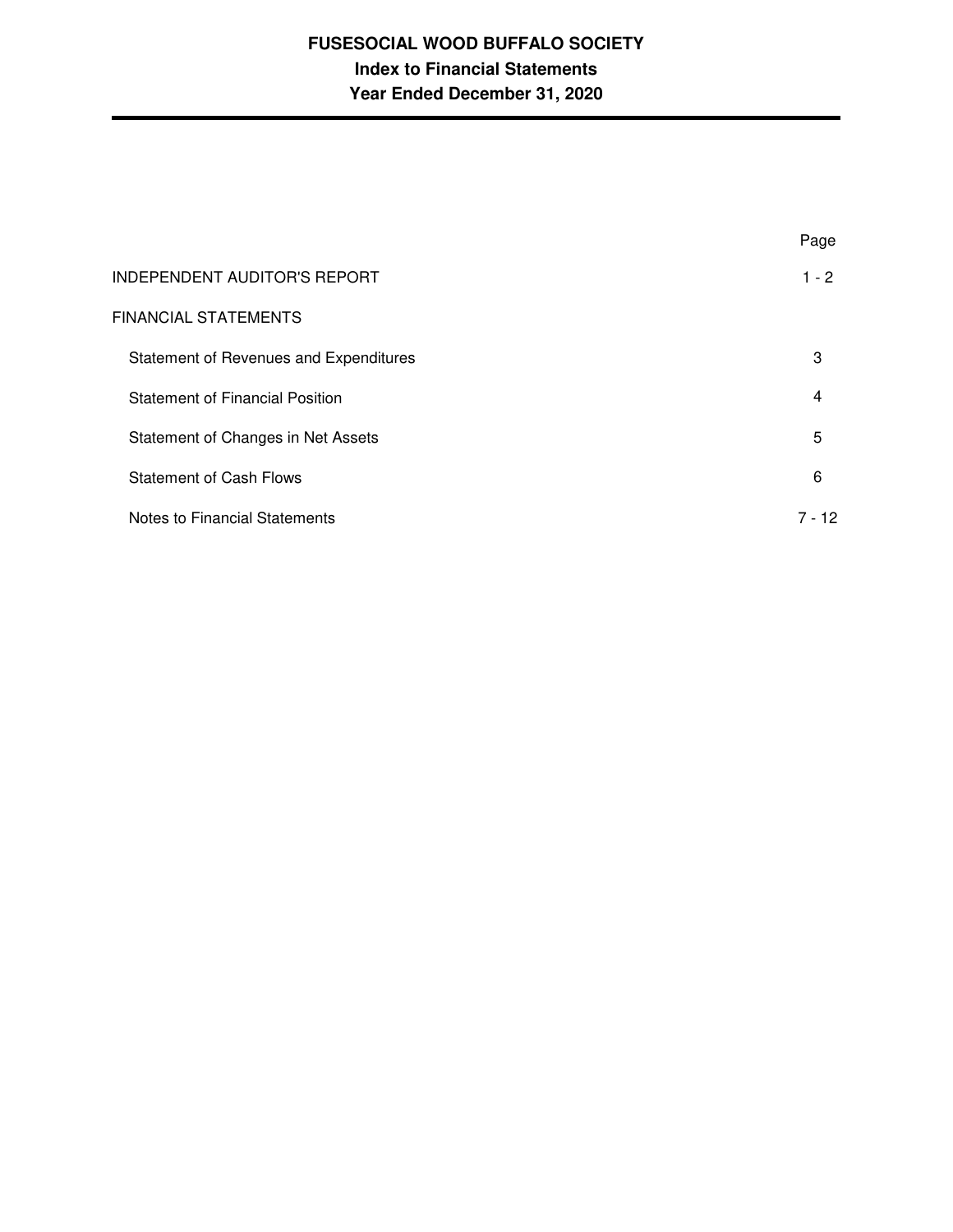# FUSESOCIAL WOOD BUFFALO SOCIETY
## Index to Financial Statements
## Year Ended December 31, 2020

| | Page |
|---|---|
| INDEPENDENT AUDITOR'S REPORT | 1 - 2 |
| FINANCIAL STATEMENTS | |
| Statement of Revenues and Expenditures | 3 |
| Statement of Financial Position | 4 |
| Statement of Changes in Net Assets | 5 |
| Statement of Cash Flows | 6 |
| Notes to Financial Statements | 7 - 12 |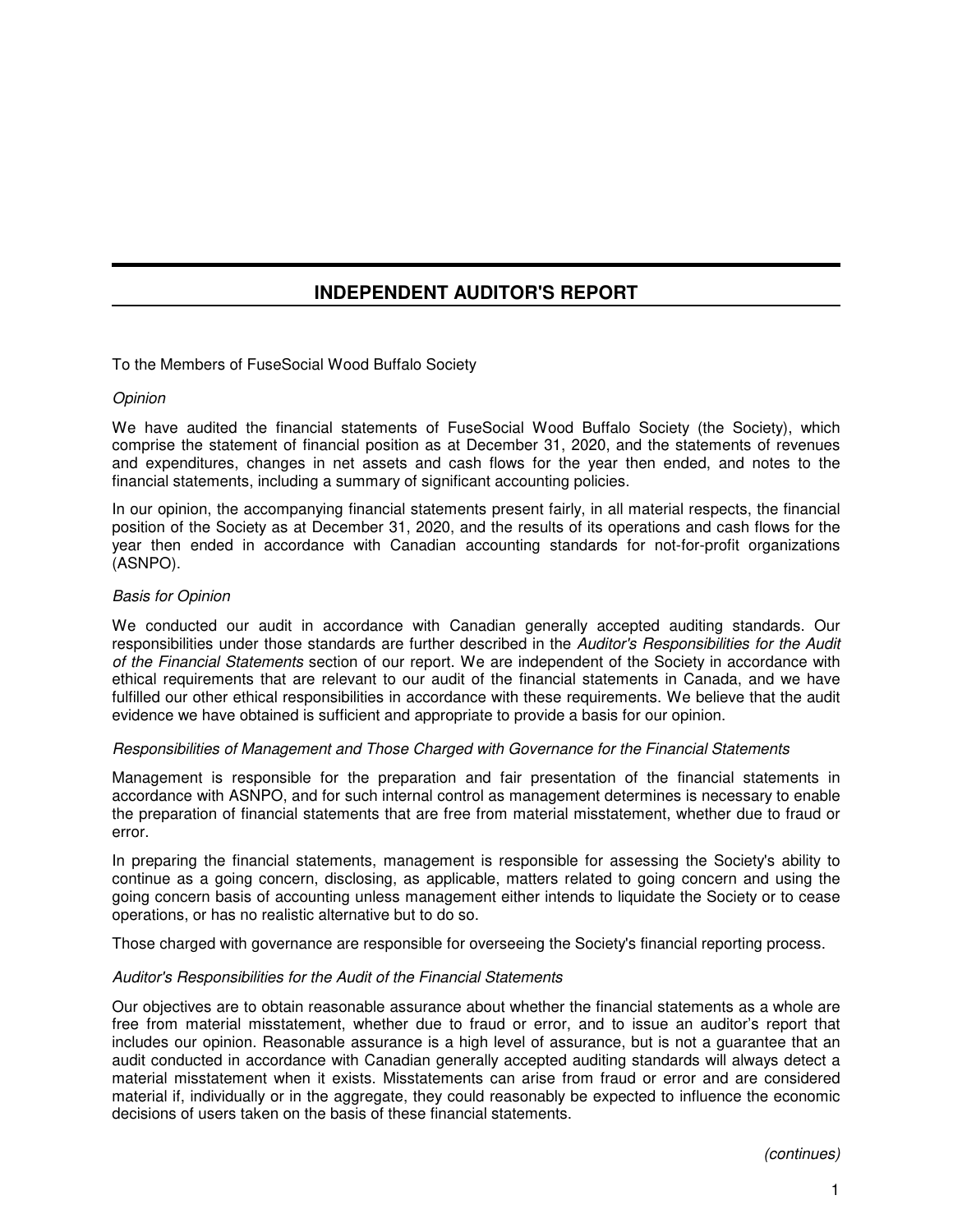## INDEPENDENT AUDITOR'S REPORT

To the Members of FuseSocial Wood Buffalo Society

*Opinion*

We have audited the financial statements of FuseSocial Wood Buffalo Society (the Society), which comprise the statement of financial position as at December 31, 2020, and the statements of revenues and expenditures, changes in net assets and cash flows for the year then ended, and notes to the financial statements, including a summary of significant accounting policies.

In our opinion, the accompanying financial statements present fairly, in all material respects, the financial position of the Society as at December 31, 2020, and the results of its operations and cash flows for the year then ended in accordance with Canadian accounting standards for not-for-profit organizations (ASNPO).

*Basis for Opinion*

We conducted our audit in accordance with Canadian generally accepted auditing standards. Our responsibilities under those standards are further described in the *Auditor's Responsibilities for the Audit of the Financial Statements* section of our report. We are independent of the Society in accordance with ethical requirements that are relevant to our audit of the financial statements in Canada, and we have fulfilled our other ethical responsibilities in accordance with these requirements. We believe that the audit evidence we have obtained is sufficient and appropriate to provide a basis for our opinion.

*Responsibilities of Management and Those Charged with Governance for the Financial Statements*

Management is responsible for the preparation and fair presentation of the financial statements in accordance with ASNPO, and for such internal control as management determines is necessary to enable the preparation of financial statements that are free from material misstatement, whether due to fraud or error.

In preparing the financial statements, management is responsible for assessing the Society's ability to continue as a going concern, disclosing, as applicable, matters related to going concern and using the going concern basis of accounting unless management either intends to liquidate the Society or to cease operations, or has no realistic alternative but to do so.

Those charged with governance are responsible for overseeing the Society's financial reporting process.

*Auditor's Responsibilities for the Audit of the Financial Statements*

Our objectives are to obtain reasonable assurance about whether the financial statements as a whole are free from material misstatement, whether due to fraud or error, and to issue an auditor's report that includes our opinion. Reasonable assurance is a high level of assurance, but is not a guarantee that an audit conducted in accordance with Canadian generally accepted auditing standards will always detect a material misstatement when it exists. Misstatements can arise from fraud or error and are considered material if, individually or in the aggregate, they could reasonably be expected to influence the economic decisions of users taken on the basis of these financial statements.

*(continues)*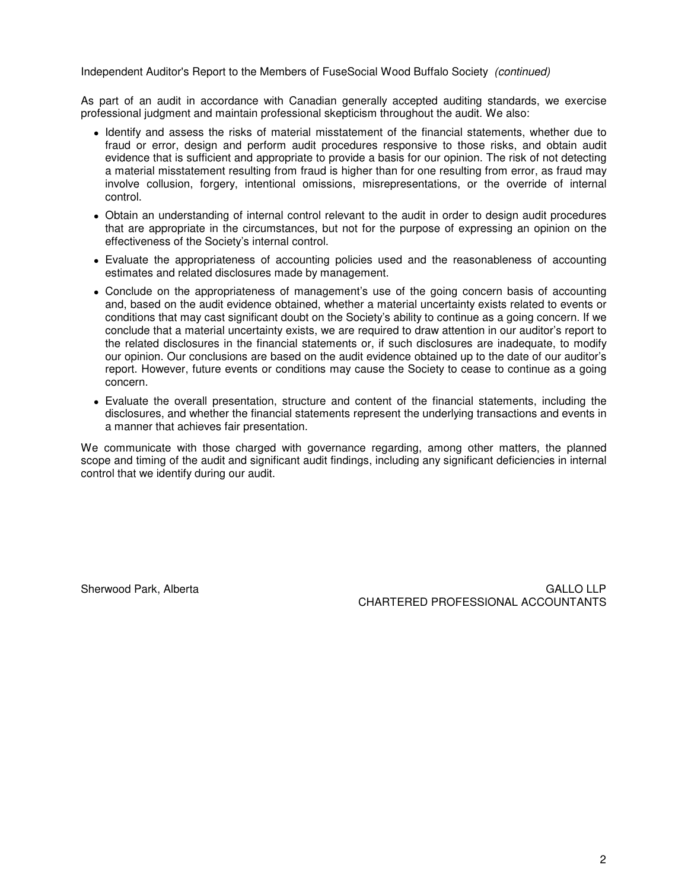Independent Auditor's Report to the Members of FuseSocial Wood Buffalo Society *(continued)*

As part of an audit in accordance with Canadian generally accepted auditing standards, we exercise professional judgment and maintain professional skepticism throughout the audit. We also:

- Identify and assess the risks of material misstatement of the financial statements, whether due to fraud or error, design and perform audit procedures responsive to those risks, and obtain audit evidence that is sufficient and appropriate to provide a basis for our opinion. The risk of not detecting a material misstatement resulting from fraud is higher than for one resulting from error, as fraud may involve collusion, forgery, intentional omissions, misrepresentations, or the override of internal control.
- Obtain an understanding of internal control relevant to the audit in order to design audit procedures that are appropriate in the circumstances, but not for the purpose of expressing an opinion on the effectiveness of the Society's internal control.
- Evaluate the appropriateness of accounting policies used and the reasonableness of accounting estimates and related disclosures made by management.
- Conclude on the appropriateness of management's use of the going concern basis of accounting and, based on the audit evidence obtained, whether a material uncertainty exists related to events or conditions that may cast significant doubt on the Society's ability to continue as a going concern. If we conclude that a material uncertainty exists, we are required to draw attention in our auditor's report to the related disclosures in the financial statements or, if such disclosures are inadequate, to modify our opinion. Our conclusions are based on the audit evidence obtained up to the date of our auditor's report. However, future events or conditions may cause the Society to cease to continue as a going concern.
- Evaluate the overall presentation, structure and content of the financial statements, including the disclosures, and whether the financial statements represent the underlying transactions and events in a manner that achieves fair presentation.

We communicate with those charged with governance regarding, among other matters, the planned scope and timing of the audit and significant audit findings, including any significant deficiencies in internal control that we identify during our audit.

Sherwood Park, Alberta

GALLO LLP
CHARTERED PROFESSIONAL ACCOUNTANTS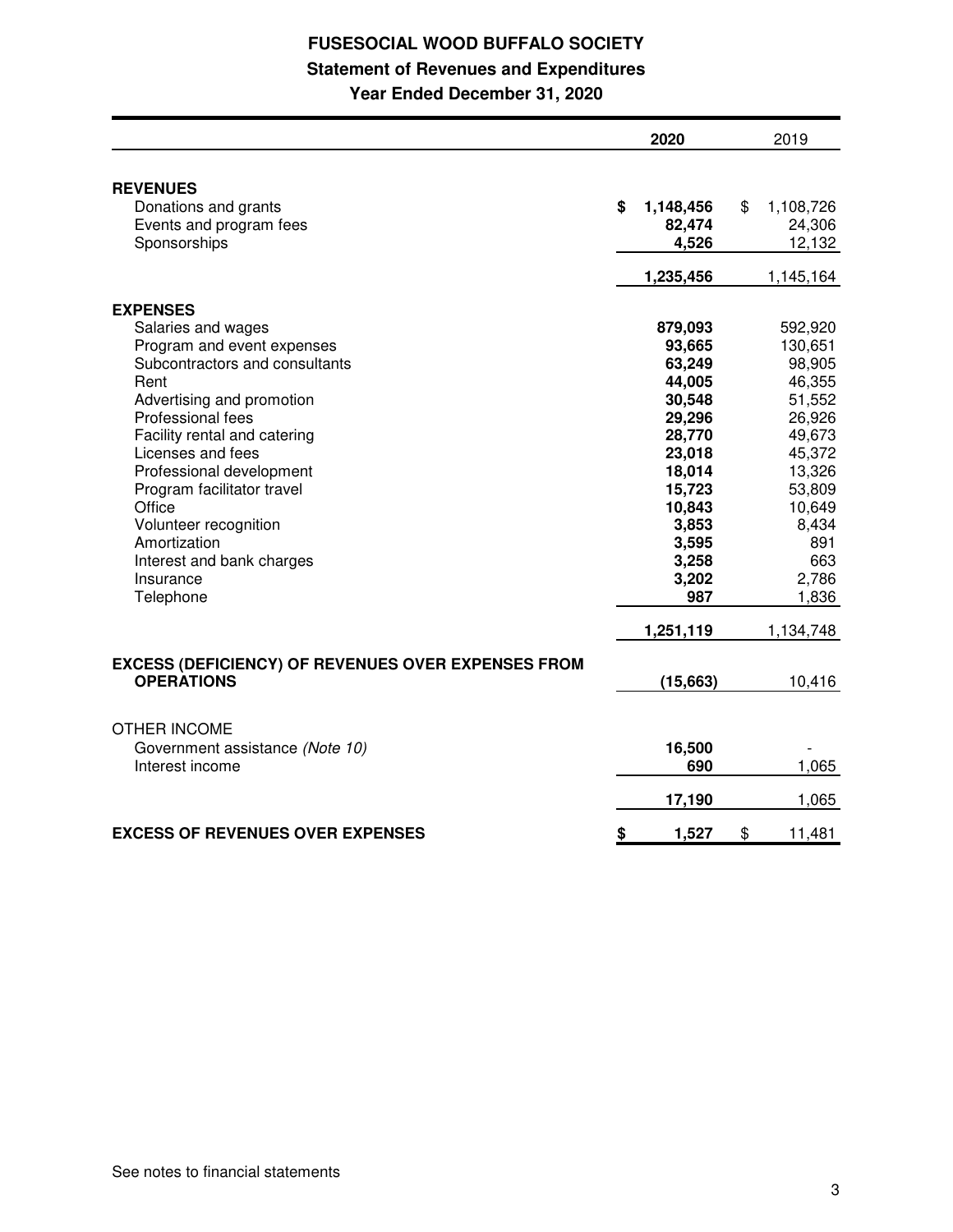# FUSESOCIAL WOOD BUFFALO SOCIETY

## Statement of Revenues and Expenditures

### Year Ended December 31, 2020

| | 2020 | 2019 |
|---|---|---|
| **REVENUES** | | |
| Donations and grants | **$ 1,148,456** | $ 1,108,726 |
| Events and program fees | **82,474** | 24,306 |
| Sponsorships | **4,526** | 12,132 |
| | **1,235,456** | 1,145,164 |
| **EXPENSES** | | |
| Salaries and wages | **879,093** | 592,920 |
| Program and event expenses | **93,665** | 130,651 |
| Subcontractors and consultants | **63,249** | 98,905 |
| Rent | **44,005** | 46,355 |
| Advertising and promotion | **30,548** | 51,552 |
| Professional fees | **29,296** | 26,926 |
| Facility rental and catering | **28,770** | 49,673 |
| Licenses and fees | **23,018** | 45,372 |
| Professional development | **18,014** | 13,326 |
| Program facilitator travel | **15,723** | 53,809 |
| Office | **10,843** | 10,649 |
| Volunteer recognition | **3,853** | 8,434 |
| Amortization | **3,595** | 891 |
| Interest and bank charges | **3,258** | 663 |
| Insurance | **3,202** | 2,786 |
| Telephone | **987** | 1,836 |
| | **1,251,119** | 1,134,748 |
| **EXCESS (DEFICIENCY) OF REVENUES OVER EXPENSES FROM OPERATIONS** | **(15,663)** | 10,416 |
| OTHER INCOME | | |
| Government assistance *(Note 10)* | **16,500** | - |
| Interest income | **690** | 1,065 |
| | **17,190** | 1,065 |
| **EXCESS OF REVENUES OVER EXPENSES** | **$ 1,527** | $ 11,481 |

See notes to financial statements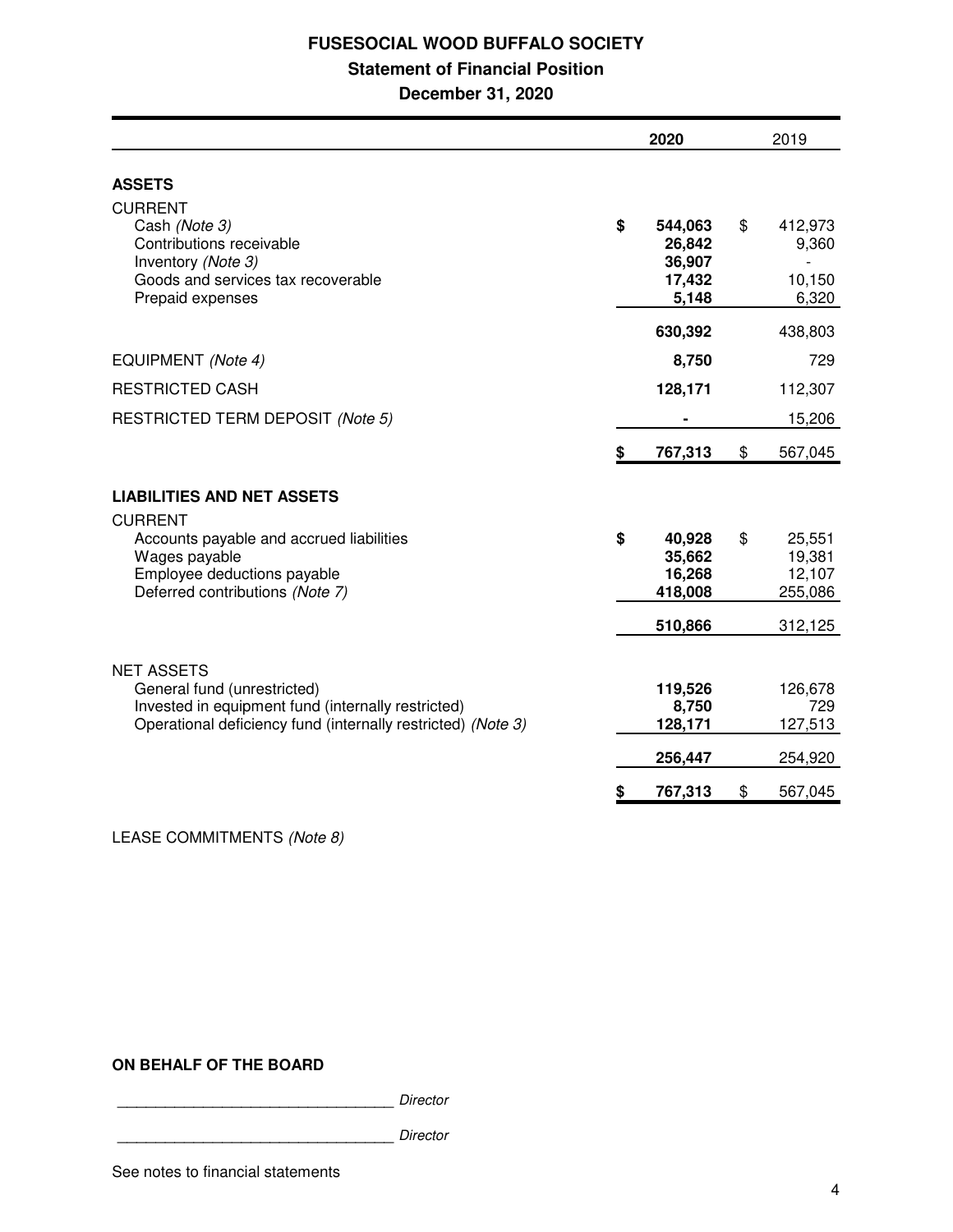# FUSESOCIAL WOOD BUFFALO SOCIETY

## Statement of Financial Position

### December 31, 2020

| | 2020 | 2019 |
|---|---|---|
| **ASSETS** | | |
| CURRENT | | |
| Cash *(Note 3)* | **$ 544,063** | $ 412,973 |
| Contributions receivable | **26,842** | 9,360 |
| Inventory *(Note 3)* | **36,907** | - |
| Goods and services tax recoverable | **17,432** | 10,150 |
| Prepaid expenses | **5,148** | 6,320 |
| | **630,392** | 438,803 |
| EQUIPMENT *(Note 4)* | **8,750** | 729 |
| RESTRICTED CASH | **128,171** | 112,307 |
| RESTRICTED TERM DEPOSIT *(Note 5)* | **-** | 15,206 |
| | **$ 767,313** | $ 567,045 |
| **LIABILITIES AND NET ASSETS** | | |
| CURRENT | | |
| Accounts payable and accrued liabilities | **$ 40,928** | $ 25,551 |
| Wages payable | **35,662** | 19,381 |
| Employee deductions payable | **16,268** | 12,107 |
| Deferred contributions *(Note 7)* | **418,008** | 255,086 |
| | **510,866** | 312,125 |
| NET ASSETS | | |
| General fund (unrestricted) | **119,526** | 126,678 |
| Invested in equipment fund (internally restricted) | **8,750** | 729 |
| Operational deficiency fund (internally restricted) *(Note 3)* | **128,171** | 127,513 |
| | **256,447** | 254,920 |
| | **$ 767,313** | $ 567,045 |

LEASE COMMITMENTS *(Note 8)*

**ON BEHALF OF THE BOARD**

_________________________________ *Director*

_________________________________ *Director*

See notes to financial statements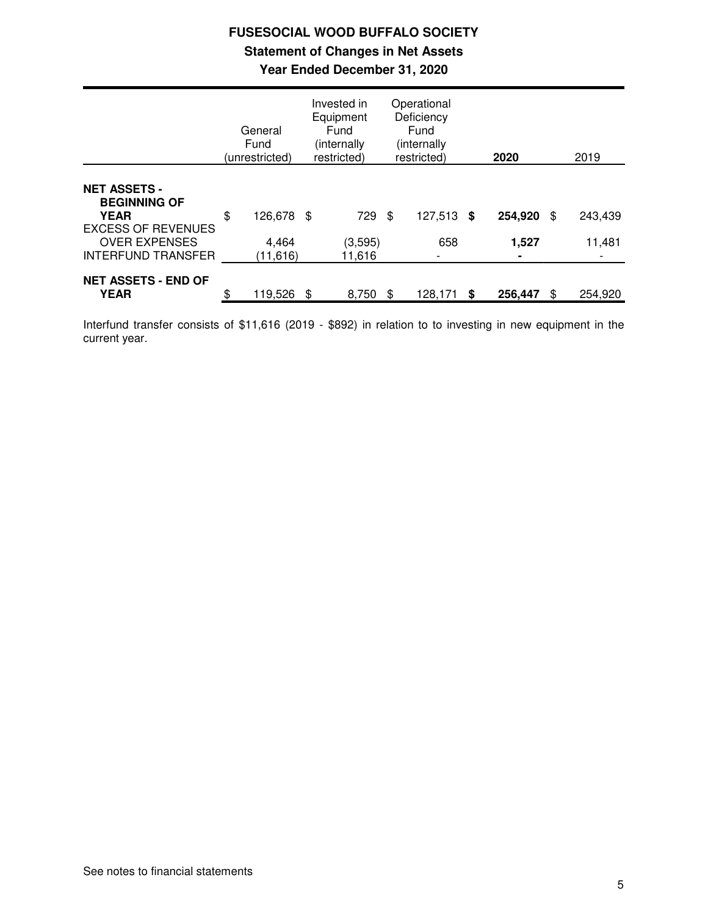# FUSESOCIAL WOOD BUFFALO SOCIETY

## Statement of Changes in Net Assets

### Year Ended December 31, 2020

| | General Fund (unrestricted) | Invested in Equipment Fund (internally restricted) | Operational Deficiency Fund (internally restricted) | **2020** | 2019 |
|---|---|---|---|---|---|
| **NET ASSETS - BEGINNING OF YEAR** | $ 126,678 | $ 729 | $ 127,513 | **$ 254,920** | $ 243,439 |
| EXCESS OF REVENUES OVER EXPENSES | 4,464 | (3,595) | 658 | **1,527** | 11,481 |
| INTERFUND TRANSFER | (11,616) | 11,616 | - | **-** | - |
| **NET ASSETS - END OF YEAR** | $ 119,526 | $ 8,750 | $ 128,171 | **$ 256,447** | $ 254,920 |

Interfund transfer consists of $11,616 (2019 - $892) in relation to to investing in new equipment in the current year.

See notes to financial statements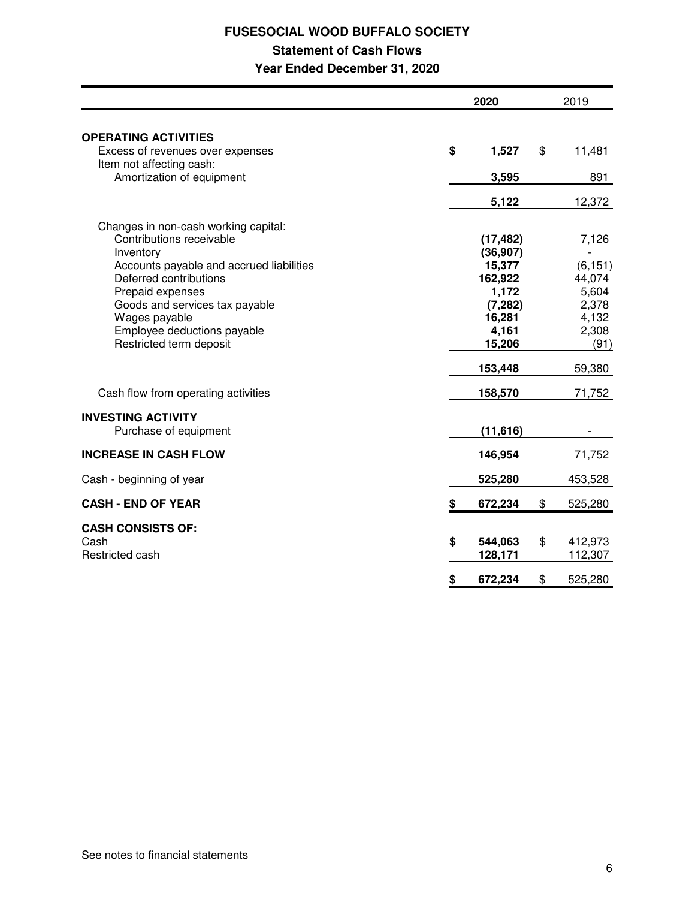# FUSESOCIAL WOOD BUFFALO SOCIETY

## Statement of Cash Flows

### Year Ended December 31, 2020

| | 2020 | 2019 |
|---|---|---|
| **OPERATING ACTIVITIES** | | |
| Excess of revenues over expenses | **$ 1,527** | $ 11,481 |
| Item not affecting cash: | | |
| Amortization of equipment | **3,595** | 891 |
| | **5,122** | 12,372 |
| Changes in non-cash working capital: | | |
| Contributions receivable | **(17,482)** | 7,126 |
| Inventory | **(36,907)** | - |
| Accounts payable and accrued liabilities | **15,377** | (6,151) |
| Deferred contributions | **162,922** | 44,074 |
| Prepaid expenses | **1,172** | 5,604 |
| Goods and services tax payable | **(7,282)** | 2,378 |
| Wages payable | **16,281** | 4,132 |
| Employee deductions payable | **4,161** | 2,308 |
| Restricted term deposit | **15,206** | (91) |
| | **153,448** | 59,380 |
| Cash flow from operating activities | **158,570** | 71,752 |
| **INVESTING ACTIVITY** | | |
| Purchase of equipment | **(11,616)** | - |
| **INCREASE IN CASH FLOW** | **146,954** | 71,752 |
| Cash - beginning of year | **525,280** | 453,528 |
| **CASH - END OF YEAR** | **$ 672,234** | $ 525,280 |
| **CASH CONSISTS OF:** | | |
| Cash | **$ 544,063** | $ 412,973 |
| Restricted cash | **128,171** | 112,307 |
| | **$ 672,234** | $ 525,280 |

See notes to financial statements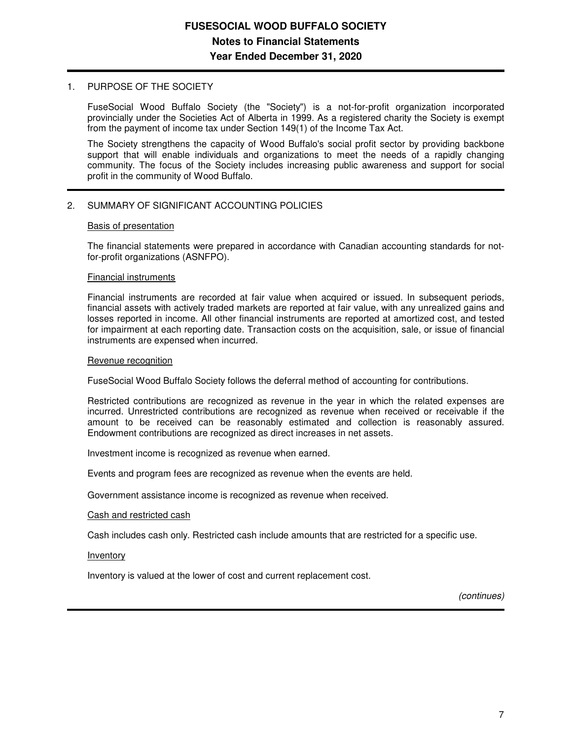# FUSESOCIAL WOOD BUFFALO SOCIETY
## Notes to Financial Statements
## Year Ended December 31, 2020

1. PURPOSE OF THE SOCIETY

FuseSocial Wood Buffalo Society (the "Society") is a not-for-profit organization incorporated provincially under the Societies Act of Alberta in 1999. As a registered charity the Society is exempt from the payment of income tax under Section 149(1) of the Income Tax Act.

The Society strengthens the capacity of Wood Buffalo's social profit sector by providing backbone support that will enable individuals and organizations to meet the needs of a rapidly changing community. The focus of the Society includes increasing public awareness and support for social profit in the community of Wood Buffalo.

2. SUMMARY OF SIGNIFICANT ACCOUNTING POLICIES

Basis of presentation

The financial statements were prepared in accordance with Canadian accounting standards for not-for-profit organizations (ASNFPO).

Financial instruments

Financial instruments are recorded at fair value when acquired or issued. In subsequent periods, financial assets with actively traded markets are reported at fair value, with any unrealized gains and losses reported in income. All other financial instruments are reported at amortized cost, and tested for impairment at each reporting date. Transaction costs on the acquisition, sale, or issue of financial instruments are expensed when incurred.

Revenue recognition

FuseSocial Wood Buffalo Society follows the deferral method of accounting for contributions.

Restricted contributions are recognized as revenue in the year in which the related expenses are incurred. Unrestricted contributions are recognized as revenue when received or receivable if the amount to be received can be reasonably estimated and collection is reasonably assured. Endowment contributions are recognized as direct increases in net assets.

Investment income is recognized as revenue when earned.

Events and program fees are recognized as revenue when the events are held.

Government assistance income is recognized as revenue when received.

Cash and restricted cash

Cash includes cash only. Restricted cash include amounts that are restricted for a specific use.

Inventory

Inventory is valued at the lower of cost and current replacement cost.

*(continues)*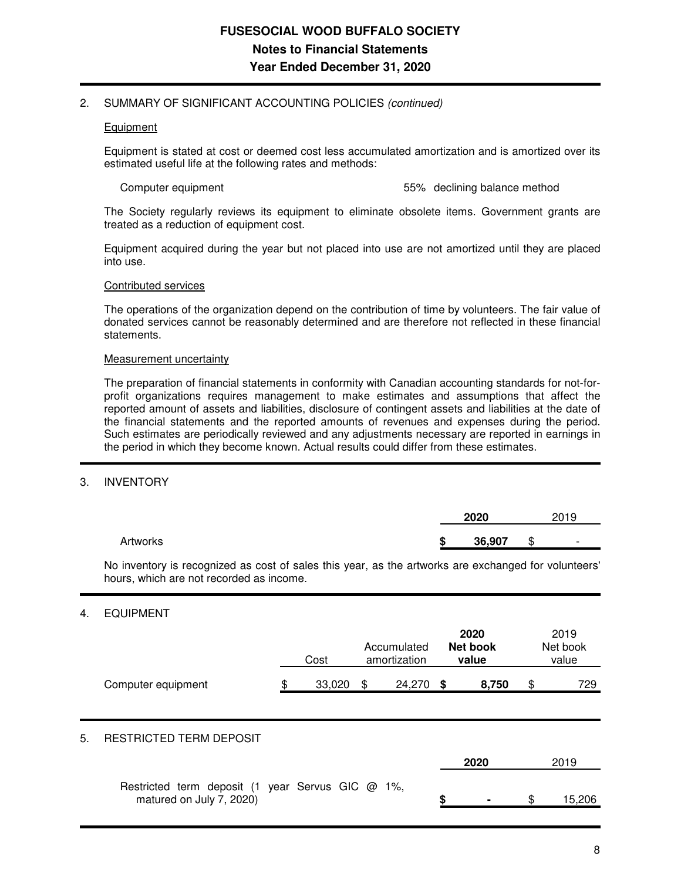# FUSESOCIAL WOOD BUFFALO SOCIETY
## Notes to Financial Statements
## Year Ended December 31, 2020

2. SUMMARY OF SIGNIFICANT ACCOUNTING POLICIES *(continued)*

   Equipment

   Equipment is stated at cost or deemed cost less accumulated amortization and is amortized over its estimated useful life at the following rates and methods:

   | | | |
   |---|---|---|
   | Computer equipment | 55% | declining balance method |

   The Society regularly reviews its equipment to eliminate obsolete items. Government grants are treated as a reduction of equipment cost.

   Equipment acquired during the year but not placed into use are not amortized until they are placed into use.

   Contributed services

   The operations of the organization depend on the contribution of time by volunteers. The fair value of donated services cannot be reasonably determined and are therefore not reflected in these financial statements.

   Measurement uncertainty

   The preparation of financial statements in conformity with Canadian accounting standards for not-for-profit organizations requires management to make estimates and assumptions that affect the reported amount of assets and liabilities, disclosure of contingent assets and liabilities at the date of the financial statements and the reported amounts of revenues and expenses during the period. Such estimates are periodically reviewed and any adjustments necessary are reported in earnings in the period in which they become known. Actual results could differ from these estimates.

3. INVENTORY

   | | **2020** | 2019 |
   |---|---|---|
   | Artworks | **$ 36,907** | $ - |

   No inventory is recognized as cost of sales this year, as the artworks are exchanged for volunteers' hours, which are not recorded as income.

4. EQUIPMENT

   | | Cost | Accumulated amortization | **2020 Net book value** | 2019 Net book value |
   |---|---|---|---|---|
   | Computer equipment | $ 33,020 | $ 24,270 | **$ 8,750** | $ 729 |

5. RESTRICTED TERM DEPOSIT

   | | **2020** | 2019 |
   |---|---|---|
   | Restricted term deposit (1 year Servus GIC @ 1%, matured on July 7, 2020) | **$ -** | $ 15,206 |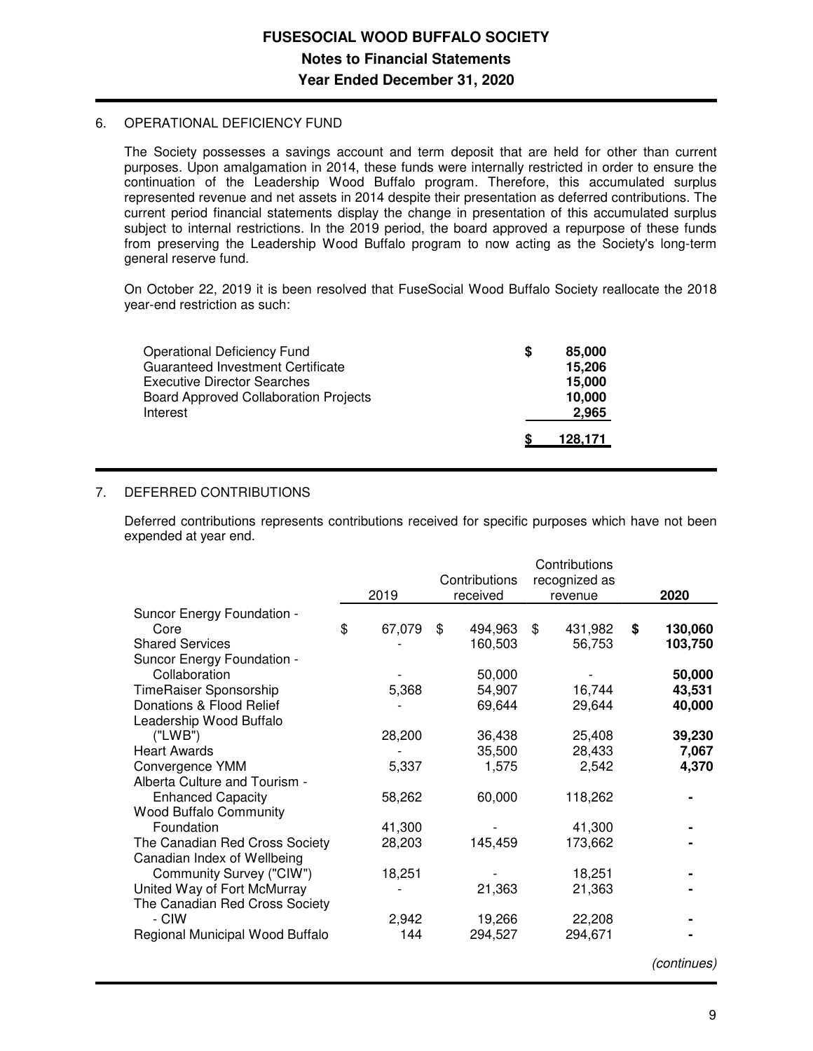# FUSESOCIAL WOOD BUFFALO SOCIETY
## Notes to Financial Statements
## Year Ended December 31, 2020

### 6. OPERATIONAL DEFICIENCY FUND

The Society possesses a savings account and term deposit that are held for other than current purposes. Upon amalgamation in 2014, these funds were internally restricted in order to ensure the continuation of the Leadership Wood Buffalo program. Therefore, this accumulated surplus represented revenue and net assets in 2014 despite their presentation as deferred contributions. The current period financial statements display the change in presentation of this accumulated surplus subject to internal restrictions. In the 2019 period, the board approved a repurpose of these funds from preserving the Leadership Wood Buffalo program to now acting as the Society's long-term general reserve fund.

On October 22, 2019 it is been resolved that FuseSocial Wood Buffalo Society reallocate the 2018 year-end restriction as such:

| | |
|---|---|
| Operational Deficiency Fund | **$ 85,000** |
| Guaranteed Investment Certificate | **15,206** |
| Executive Director Searches | **15,000** |
| Board Approved Collaboration Projects | **10,000** |
| Interest | **2,965** |
| | **$ 128,171** |

### 7. DEFERRED CONTRIBUTIONS

Deferred contributions represents contributions received for specific purposes which have not been expended at year end.

| | 2019 | Contributions received | Contributions recognized as revenue | **2020** |
|---|---|---|---|---|
| Suncor Energy Foundation - Core | $ 67,079 | $ 494,963 | $ 431,982 | **$ 130,060** |
| Shared Services | - | 160,503 | 56,753 | **103,750** |
| Suncor Energy Foundation - Collaboration | - | 50,000 | - | **50,000** |
| TimeRaiser Sponsorship | 5,368 | 54,907 | 16,744 | **43,531** |
| Donations & Flood Relief | - | 69,644 | 29,644 | **40,000** |
| Leadership Wood Buffalo ("LWB") | 28,200 | 36,438 | 25,408 | **39,230** |
| Heart Awards | - | 35,500 | 28,433 | **7,067** |
| Convergence YMM | 5,337 | 1,575 | 2,542 | **4,370** |
| Alberta Culture and Tourism - Enhanced Capacity | 58,262 | 60,000 | 118,262 | **-** |
| Wood Buffalo Community Foundation | 41,300 | - | 41,300 | **-** |
| The Canadian Red Cross Society | 28,203 | 145,459 | 173,662 | **-** |
| Canadian Index of Wellbeing Community Survey ("CIW") | 18,251 | - | 18,251 | **-** |
| United Way of Fort McMurray | - | 21,363 | 21,363 | **-** |
| The Canadian Red Cross Society - CIW | 2,942 | 19,266 | 22,208 | **-** |
| Regional Municipal Wood Buffalo | 144 | 294,527 | 294,671 | **-** |

*(continues)*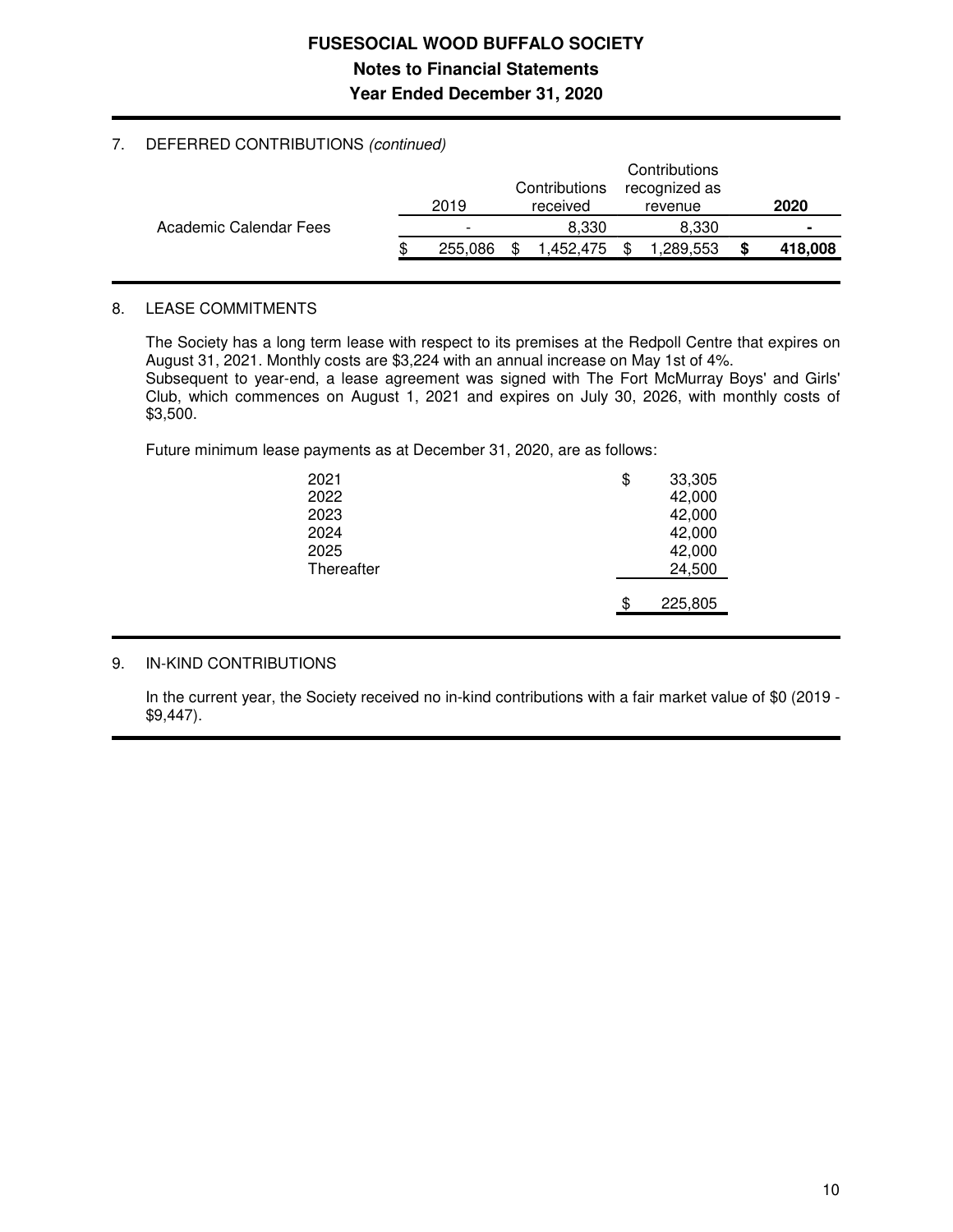## 7. DEFERRED CONTRIBUTIONS *(continued)*

| | 2019 | Contributions received | Contributions recognized as revenue | **2020** |
|---|---|---|---|---|
| Academic Calendar Fees | - | 8,330 | 8,330 | **-** |
| | $ 255,086 | $ 1,452,475 | $ 1,289,553 | **$ 418,008** |

## 8. LEASE COMMITMENTS

The Society has a long term lease with respect to its premises at the Redpoll Centre that expires on August 31, 2021. Monthly costs are $3,224 with an annual increase on May 1st of 4%.
Subsequent to year-end, a lease agreement was signed with The Fort McMurray Boys' and Girls' Club, which commences on August 1, 2021 and expires on July 30, 2026, with monthly costs of $3,500.

Future minimum lease payments as at December 31, 2020, are as follows:

| | |
|---|---|
| 2021 | $ 33,305 |
| 2022 | 42,000 |
| 2023 | 42,000 |
| 2024 | 42,000 |
| 2025 | 42,000 |
| Thereafter | 24,500 |
| | $ 225,805 |

## 9. IN-KIND CONTRIBUTIONS

In the current year, the Society received no in-kind contributions with a fair market value of $0 (2019 - $9,447).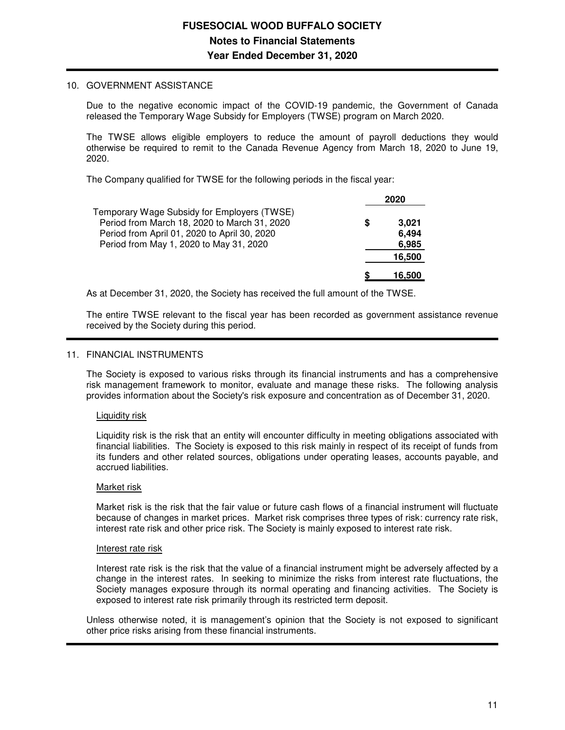# FUSESOCIAL WOOD BUFFALO SOCIETY
## Notes to Financial Statements
## Year Ended December 31, 2020

### 10. GOVERNMENT ASSISTANCE

Due to the negative economic impact of the COVID-19 pandemic, the Government of Canada released the Temporary Wage Subsidy for Employers (TWSE) program on March 2020.

The TWSE allows eligible employers to reduce the amount of payroll deductions they would otherwise be required to remit to the Canada Revenue Agency from March 18, 2020 to June 19, 2020.

The Company qualified for TWSE for the following periods in the fiscal year:

| | 2020 |
|---|---|
| Temporary Wage Subsidy for Employers (TWSE) | |
| Period from March 18, 2020 to March 31, 2020 | $ 3,021 |
| Period from April 01, 2020 to April 30, 2020 | 6,494 |
| Period from May 1, 2020 to May 31, 2020 | 6,985 |
| | 16,500 |
| | $ 16,500 |

As at December 31, 2020, the Society has received the full amount of the TWSE.

The entire TWSE relevant to the fiscal year has been recorded as government assistance revenue received by the Society during this period.

### 11. FINANCIAL INSTRUMENTS

The Society is exposed to various risks through its financial instruments and has a comprehensive risk management framework to monitor, evaluate and manage these risks. The following analysis provides information about the Society's risk exposure and concentration as of December 31, 2020.

#### Liquidity risk

Liquidity risk is the risk that an entity will encounter difficulty in meeting obligations associated with financial liabilities. The Society is exposed to this risk mainly in respect of its receipt of funds from its funders and other related sources, obligations under operating leases, accounts payable, and accrued liabilities.

#### Market risk

Market risk is the risk that the fair value or future cash flows of a financial instrument will fluctuate because of changes in market prices. Market risk comprises three types of risk: currency rate risk, interest rate risk and other price risk. The Society is mainly exposed to interest rate risk.

#### Interest rate risk

Interest rate risk is the risk that the value of a financial instrument might be adversely affected by a change in the interest rates. In seeking to minimize the risks from interest rate fluctuations, the Society manages exposure through its normal operating and financing activities. The Society is exposed to interest rate risk primarily through its restricted term deposit.

Unless otherwise noted, it is management's opinion that the Society is not exposed to significant other price risks arising from these financial instruments.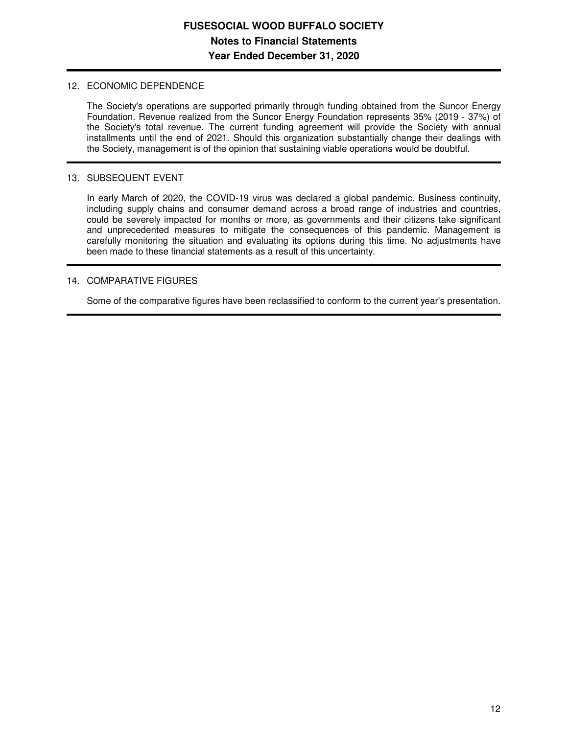## 12. ECONOMIC DEPENDENCE

The Society's operations are supported primarily through funding obtained from the Suncor Energy Foundation. Revenue realized from the Suncor Energy Foundation represents 35% (2019 - 37%) of the Society's total revenue. The current funding agreement will provide the Society with annual installments until the end of 2021. Should this organization substantially change their dealings with the Society, management is of the opinion that sustaining viable operations would be doubtful.

## 13. SUBSEQUENT EVENT

In early March of 2020, the COVID-19 virus was declared a global pandemic. Business continuity, including supply chains and consumer demand across a broad range of industries and countries, could be severely impacted for months or more, as governments and their citizens take significant and unprecedented measures to mitigate the consequences of this pandemic. Management is carefully monitoring the situation and evaluating its options during this time. No adjustments have been made to these financial statements as a result of this uncertainty.

## 14. COMPARATIVE FIGURES

Some of the comparative figures have been reclassified to conform to the current year's presentation.